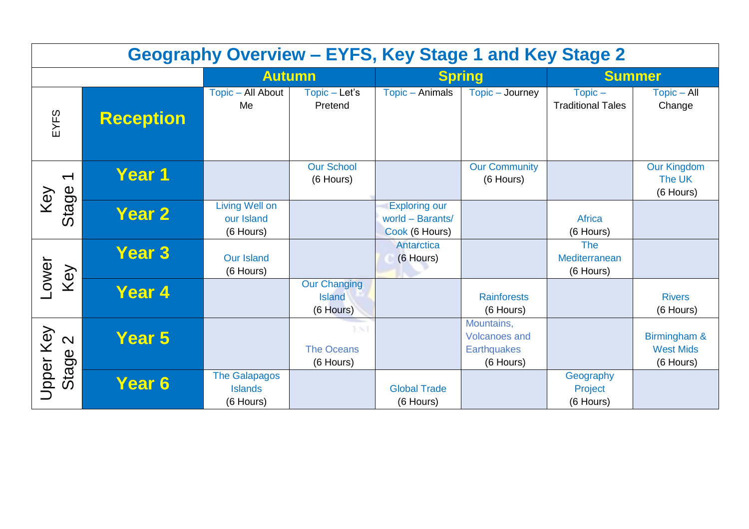# Geography Overview – EYFS, Key Stage 1 and Key Stage 2

| | | Autumn | | Spring | | Summer | |
|---|---|---|---|---|---|---|---|
| EYFS | **Reception** | Topic – All About Me | Topic – Let's Pretend | Topic – Animals | Topic – Journey | Topic – Traditional Tales | Topic – All Change |
| Key Stage 1 | **Year 1** | | Our School (6 Hours) | | Our Community (6 Hours) | | Our Kingdom The UK (6 Hours) |
| | **Year 2** | Living Well on our Island (6 Hours) | | Exploring our world – Barants/ Cook (6 Hours) | | Africa (6 Hours) | |
| Lower Key | **Year 3** | Our Island (6 Hours) | | Antarctica (6 Hours) | | The Mediterranean (6 Hours) | |
| | **Year 4** | | Our Changing Island (6 Hours) | | Rainforests (6 Hours) | | Rivers (6 Hours) |
| Upper Key Stage 2 | **Year 5** | | The Oceans (6 Hours) | | Mountains, Volcanoes and Earthquakes (6 Hours) | | Birmingham & West Mids (6 Hours) |
| | **Year 6** | The Galapagos Islands (6 Hours) | | Global Trade (6 Hours) | | Geography Project (6 Hours) | |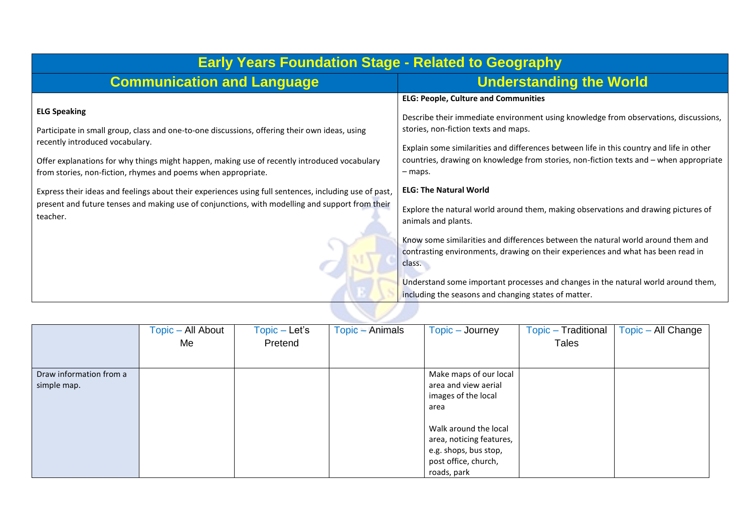| Early Years Foundation Stage - Related to Geography | |
|---|---|
| **Communication and Language** | **Understanding the World** |
| **ELG Speaking**<br><br>Participate in small group, class and one-to-one discussions, offering their own ideas, using recently introduced vocabulary.<br><br>Offer explanations for why things might happen, making use of recently introduced vocabulary from stories, non-fiction, rhymes and poems when appropriate.<br><br>Express their ideas and feelings about their experiences using full sentences, including use of past, present and future tenses and making use of conjunctions, with modelling and support from their teacher. | **ELG: People, Culture and Communities**<br><br>Describe their immediate environment using knowledge from observations, discussions, stories, non-fiction texts and maps.<br><br>Explain some similarities and differences between life in this country and life in other countries, drawing on knowledge from stories, non-fiction texts and – when appropriate – maps.<br><br>**ELG: The Natural World**<br><br>Explore the natural world around them, making observations and drawing pictures of animals and plants.<br><br>Know some similarities and differences between the natural world around them and contrasting environments, drawing on their experiences and what has been read in class.<br><br>Understand some important processes and changes in the natural world around them, including the seasons and changing states of matter. |

| | Topic – All About Me | Topic – Let's Pretend | Topic – Animals | Topic – Journey | Topic – Traditional Tales | Topic – All Change |
|---|---|---|---|---|---|---|
| Draw information from a simple map. | | | | Make maps of our local area and view aerial images of the local area<br><br>Walk around the local area, noticing features, e.g. shops, bus stop, post office, church, roads, park | | |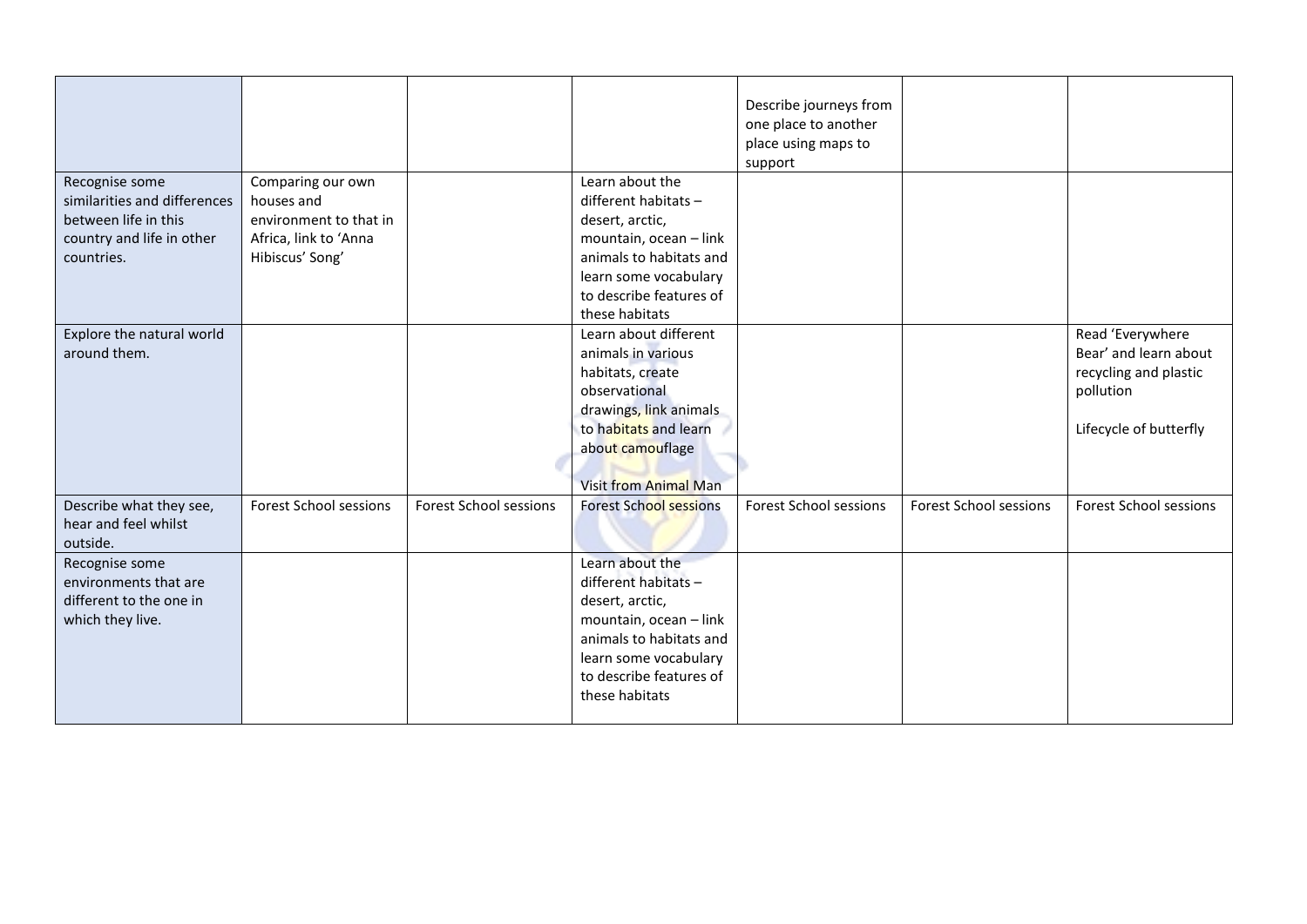|  |  |  |  |  |  |  |
|---|---|---|---|---|---|---|
|  |  |  |  | Describe journeys from one place to another place using maps to support |  |  |
| Recognise some similarities and differences between life in this country and life in other countries. | Comparing our own houses and environment to that in Africa, link to 'Anna Hibiscus' Song' |  | Learn about the different habitats – desert, arctic, mountain, ocean – link animals to habitats and learn some vocabulary to describe features of these habitats |  |  |  |
| Explore the natural world around them. |  |  | Learn about different animals in various habitats, create observational drawings, link animals to habitats and learn about camouflage<br><br>Visit from Animal Man |  |  | Read 'Everywhere Bear' and learn about recycling and plastic pollution<br><br>Lifecycle of butterfly |
| Describe what they see, hear and feel whilst outside. | Forest School sessions | Forest School sessions | Forest School sessions | Forest School sessions | Forest School sessions | Forest School sessions |
| Recognise some environments that are different to the one in which they live. |  |  | Learn about the different habitats – desert, arctic, mountain, ocean – link animals to habitats and learn some vocabulary to describe features of these habitats |  |  |  |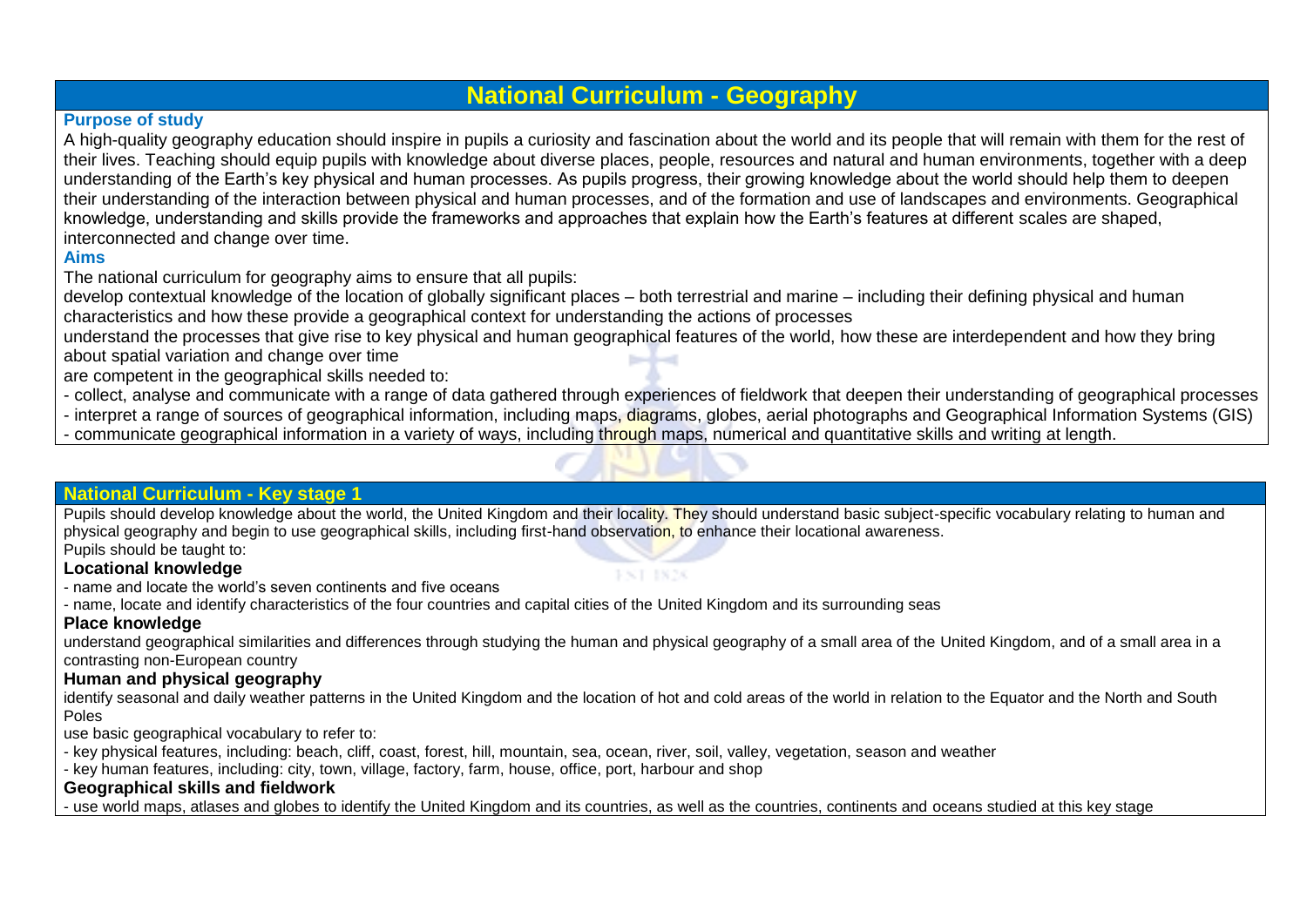# National Curriculum - Geography

### Purpose of study

A high-quality geography education should inspire in pupils a curiosity and fascination about the world and its people that will remain with them for the rest of their lives. Teaching should equip pupils with knowledge about diverse places, people, resources and natural and human environments, together with a deep understanding of the Earth's key physical and human processes. As pupils progress, their growing knowledge about the world should help them to deepen their understanding of the interaction between physical and human processes, and of the formation and use of landscapes and environments. Geographical knowledge, understanding and skills provide the frameworks and approaches that explain how the Earth's features at different scales are shaped, interconnected and change over time.

### Aims

The national curriculum for geography aims to ensure that all pupils:

develop contextual knowledge of the location of globally significant places – both terrestrial and marine – including their defining physical and human characteristics and how these provide a geographical context for understanding the actions of processes

understand the processes that give rise to key physical and human geographical features of the world, how these are interdependent and how they bring about spatial variation and change over time

are competent in the geographical skills needed to:

- collect, analyse and communicate with a range of data gathered through experiences of fieldwork that deepen their understanding of geographical processes
- interpret a range of sources of geographical information, including maps, diagrams, globes, aerial photographs and Geographical Information Systems (GIS)
- communicate geographical information in a variety of ways, including through maps, numerical and quantitative skills and writing at length.

## National Curriculum - Key stage 1

Pupils should develop knowledge about the world, the United Kingdom and their locality. They should understand basic subject-specific vocabulary relating to human and physical geography and begin to use geographical skills, including first-hand observation, to enhance their locational awareness.

Pupils should be taught to:

### Locational knowledge

- name and locate the world's seven continents and five oceans
- name, locate and identify characteristics of the four countries and capital cities of the United Kingdom and its surrounding seas

### Place knowledge

understand geographical similarities and differences through studying the human and physical geography of a small area of the United Kingdom, and of a small area in a contrasting non-European country

### Human and physical geography

identify seasonal and daily weather patterns in the United Kingdom and the location of hot and cold areas of the world in relation to the Equator and the North and South Poles

use basic geographical vocabulary to refer to:

- key physical features, including: beach, cliff, coast, forest, hill, mountain, sea, ocean, river, soil, valley, vegetation, season and weather
- key human features, including: city, town, village, factory, farm, house, office, port, harbour and shop

### Geographical skills and fieldwork

- use world maps, atlases and globes to identify the United Kingdom and its countries, as well as the countries, continents and oceans studied at this key stage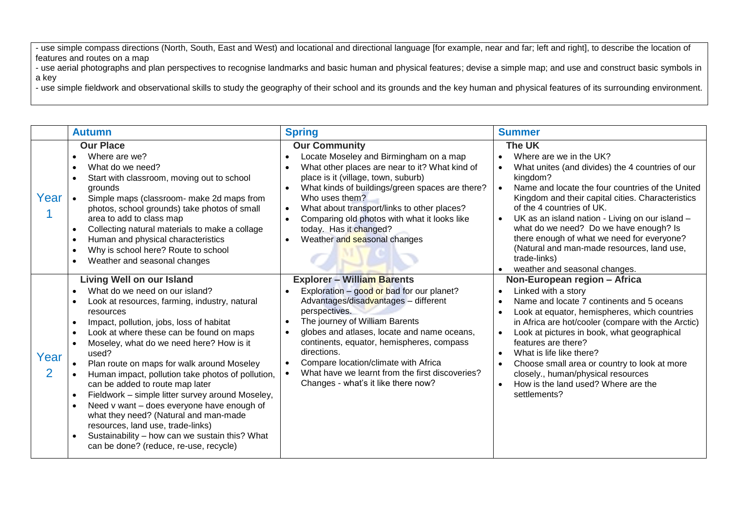- use simple compass directions (North, South, East and West) and locational and directional language [for example, near and far; left and right], to describe the location of features and routes on a map
- use aerial photographs and plan perspectives to recognise landmarks and basic human and physical features; devise a simple map; and use and construct basic symbols in a key
- use simple fieldwork and observational skills to study the geography of their school and its grounds and the key human and physical features of its surrounding environment.

| | **Autumn** | **Spring** | **Summer** |
|---|---|---|---|
| Year 1 | **Our Place**<br>• Where are we?<br>• What do we need?<br>• Start with classroom, moving out to school grounds<br>• Simple maps (classroom- make 2d maps from photos, school grounds) take photos of small area to add to class map<br>• Collecting natural materials to make a collage<br>• Human and physical characteristics<br>• Why is school here? Route to school<br>• Weather and seasonal changes | **Our Community**<br>• Locate Moseley and Birmingham on a map<br>• What other places are near to it? What kind of place is it (village, town, suburb)<br>• What kinds of buildings/green spaces are there? Who uses them?<br>• What about transport/links to other places?<br>• Comparing old photos with what it looks like today. Has it changed?<br>• Weather and seasonal changes | **The UK**<br>• Where are we in the UK?<br>• What unites (and divides) the 4 countries of our kingdom?<br>• Name and locate the four countries of the United Kingdom and their capital cities. Characteristics of the 4 countries of UK.<br>• UK as an island nation - Living on our island – what do we need? Do we have enough? Is there enough of what we need for everyone? (Natural and man-made resources, land use, trade-links)<br>• weather and seasonal changes. |
| Year 2 | **Living Well on our Island**<br>• What do we need on our island?<br>• Look at resources, farming, industry, natural resources<br>• Impact, pollution, jobs, loss of habitat<br>• Look at where these can be found on maps<br>• Moseley, what do we need here? How is it used?<br>• Plan route on maps for walk around Moseley<br>• Human impact, pollution take photos of pollution, can be added to route map later<br>• Fieldwork – simple litter survey around Moseley,<br>• Need v want – does everyone have enough of what they need? (Natural and man-made resources, land use, trade-links)<br>• Sustainability – how can we sustain this? What can be done? (reduce, re-use, recycle) | **Explorer – William Barents**<br>• Exploration – good or bad for our planet? Advantages/disadvantages – different perspectives.<br>• The journey of William Barents<br>• globes and atlases, locate and name oceans, continents, equator, hemispheres, compass directions.<br>• Compare location/climate with Africa<br>• What have we learnt from the first discoveries? Changes - what's it like there now? | **Non-European region – Africa**<br>• Linked with a story<br>• Name and locate 7 continents and 5 oceans<br>• Look at equator, hemispheres, which countries in Africa are hot/cooler (compare with the Arctic)<br>• Look at pictures in book, what geographical features are there?<br>• What is life like there?<br>• Choose small area or country to look at more closely., human/physical resources<br>• How is the land used? Where are the settlements? |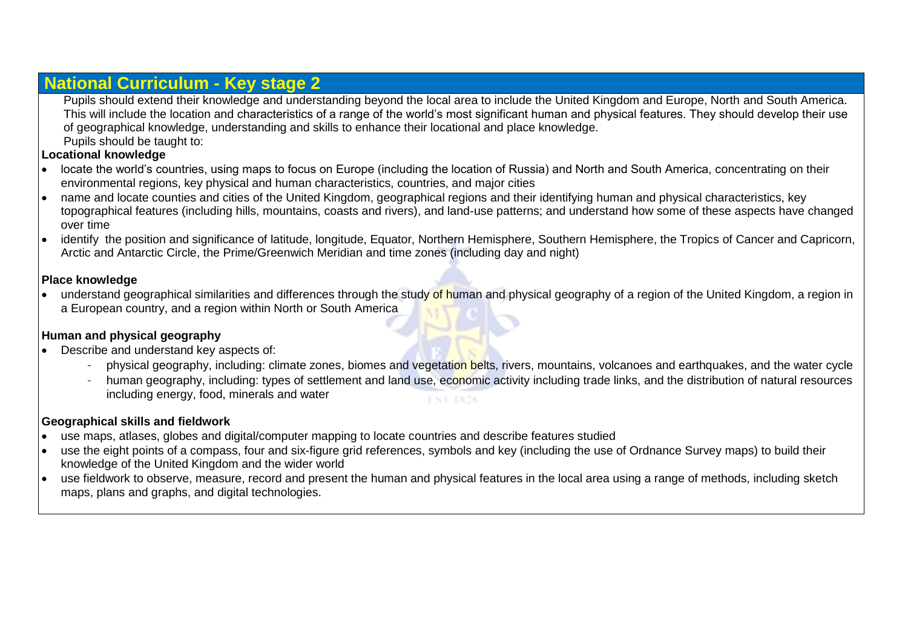## National Curriculum - Key stage 2

Pupils should extend their knowledge and understanding beyond the local area to include the United Kingdom and Europe, North and South America. This will include the location and characteristics of a range of the world's most significant human and physical features. They should develop their use of geographical knowledge, understanding and skills to enhance their locational and place knowledge.

Pupils should be taught to:

**Locational knowledge**

- locate the world's countries, using maps to focus on Europe (including the location of Russia) and North and South America, concentrating on their environmental regions, key physical and human characteristics, countries, and major cities
- name and locate counties and cities of the United Kingdom, geographical regions and their identifying human and physical characteristics, key topographical features (including hills, mountains, coasts and rivers), and land-use patterns; and understand how some of these aspects have changed over time
- identify the position and significance of latitude, longitude, Equator, Northern Hemisphere, Southern Hemisphere, the Tropics of Cancer and Capricorn, Arctic and Antarctic Circle, the Prime/Greenwich Meridian and time zones (including day and night)

**Place knowledge**

- understand geographical similarities and differences through the study of human and physical geography of a region of the United Kingdom, a region in a European country, and a region within North or South America

**Human and physical geography**

- Describe and understand key aspects of:
  - physical geography, including: climate zones, biomes and vegetation belts, rivers, mountains, volcanoes and earthquakes, and the water cycle
  - human geography, including: types of settlement and land use, economic activity including trade links, and the distribution of natural resources including energy, food, minerals and water

**Geographical skills and fieldwork**

- use maps, atlases, globes and digital/computer mapping to locate countries and describe features studied
- use the eight points of a compass, four and six-figure grid references, symbols and key (including the use of Ordnance Survey maps) to build their knowledge of the United Kingdom and the wider world
- use fieldwork to observe, measure, record and present the human and physical features in the local area using a range of methods, including sketch maps, plans and graphs, and digital technologies.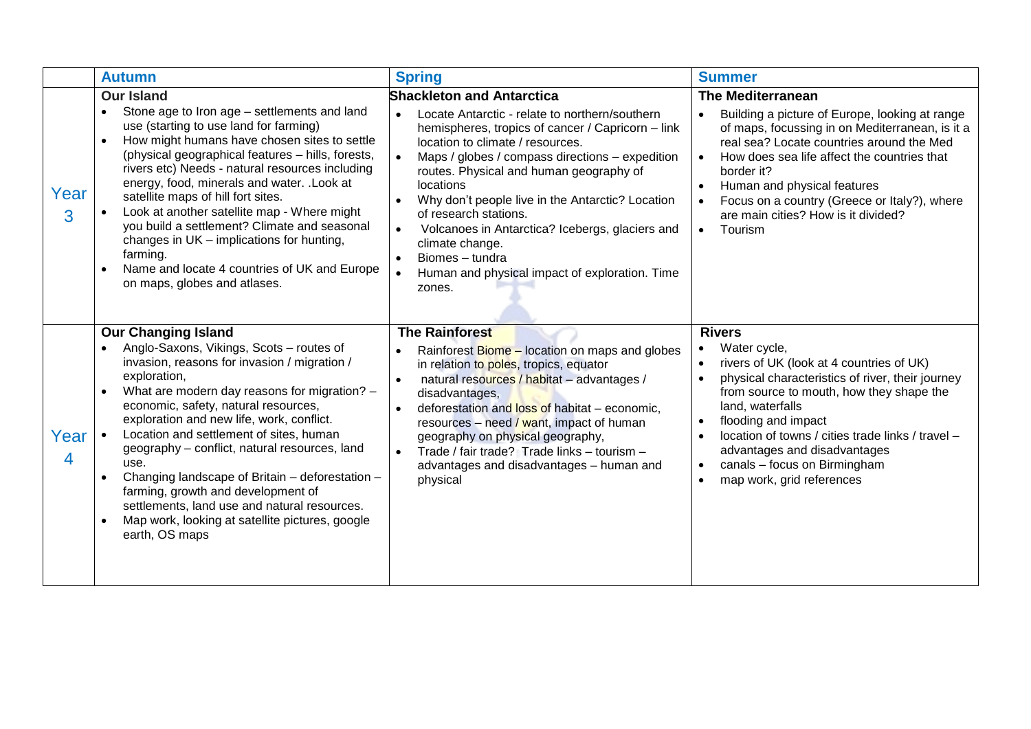| | Autumn | Spring | Summer |
|---|---|---|---|
| Year 3 | **Our Island**<br>• Stone age to Iron age – settlements and land use (starting to use land for farming)<br>• How might humans have chosen sites to settle (physical geographical features – hills, forests, rivers etc) Needs - natural resources including energy, food, minerals and water. .Look at satellite maps of hill fort sites.<br>• Look at another satellite map - Where might you build a settlement? Climate and seasonal changes in UK – implications for hunting, farming.<br>• Name and locate 4 countries of UK and Europe on maps, globes and atlases. | **Shackleton and Antarctica**<br>• Locate Antarctic - relate to northern/southern hemispheres, tropics of cancer / Capricorn – link location to climate / resources.<br>• Maps / globes / compass directions – expedition routes. Physical and human geography of locations<br>• Why don't people live in the Antarctic? Location of research stations.<br>• Volcanoes in Antarctica? Icebergs, glaciers and climate change.<br>• Biomes – tundra<br>• Human and physical impact of exploration. Time zones. | **The Mediterranean**<br>• Building a picture of Europe, looking at range of maps, focussing in on Mediterranean, is it a real sea? Locate countries around the Med<br>• How does sea life affect the countries that border it?<br>• Human and physical features<br>• Focus on a country (Greece or Italy?), where are main cities? How is it divided?<br>• Tourism |
| Year 4 | **Our Changing Island**<br>• Anglo-Saxons, Vikings, Scots – routes of invasion, reasons for invasion / migration / exploration,<br>• What are modern day reasons for migration? – economic, safety, natural resources, exploration and new life, work, conflict.<br>• Location and settlement of sites, human geography – conflict, natural resources, land use.<br>• Changing landscape of Britain – deforestation – farming, growth and development of settlements, land use and natural resources.<br>• Map work, looking at satellite pictures, google earth, OS maps | **The Rainforest**<br>• Rainforest Biome – location on maps and globes in relation to poles, tropics, equator<br>• natural resources / habitat – advantages / disadvantages,<br>• deforestation and loss of habitat – economic, resources – need / want, impact of human geography on physical geography,<br>• Trade / fair trade? Trade links – tourism – advantages and disadvantages – human and physical | **Rivers**<br>• Water cycle,<br>• rivers of UK (look at 4 countries of UK)<br>• physical characteristics of river, their journey from source to mouth, how they shape the land, waterfalls<br>• flooding and impact<br>• location of towns / cities trade links / travel – advantages and disadvantages<br>• canals – focus on Birmingham<br>• map work, grid references |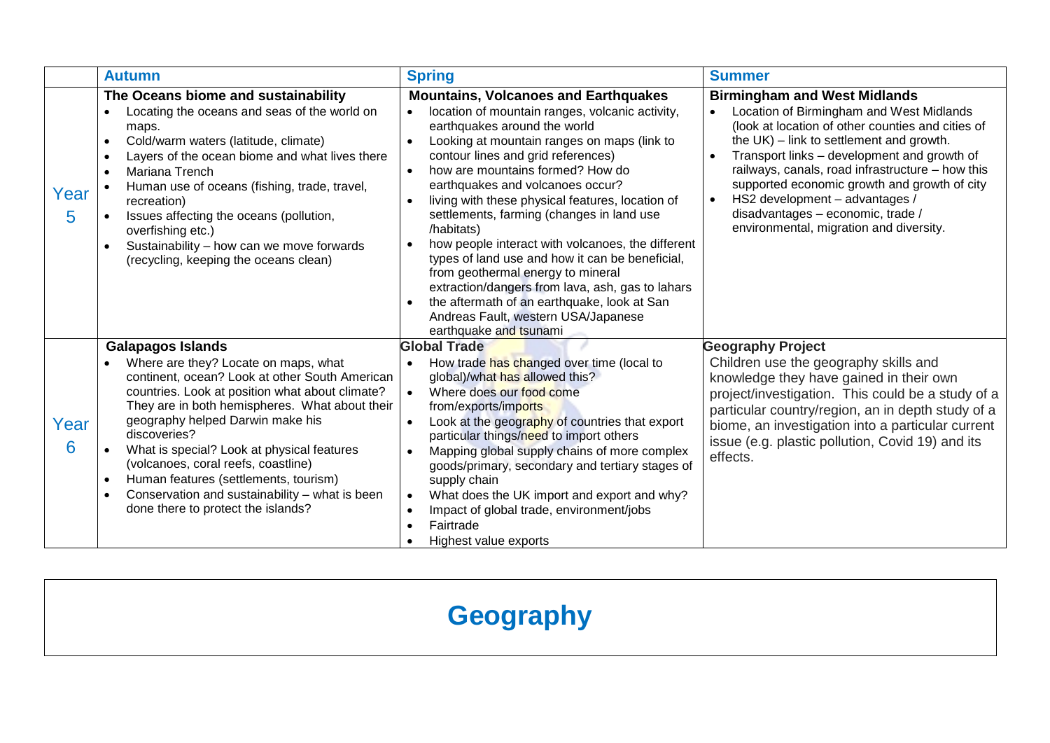| | Autumn | Spring | Summer |
|---|---|---|---|
| Year 5 | **The Oceans biome and sustainability**<br>• Locating the oceans and seas of the world on maps.<br>• Cold/warm waters (latitude, climate)<br>• Layers of the ocean biome and what lives there<br>• Mariana Trench<br>• Human use of oceans (fishing, trade, travel, recreation)<br>• Issues affecting the oceans (pollution, overfishing etc.)<br>• Sustainability – how can we move forwards (recycling, keeping the oceans clean) | **Mountains, Volcanoes and Earthquakes**<br>• location of mountain ranges, volcanic activity, earthquakes around the world<br>• Looking at mountain ranges on maps (link to contour lines and grid references)<br>• how are mountains formed? How do earthquakes and volcanoes occur?<br>• living with these physical features, location of settlements, farming (changes in land use /habitats)<br>• how people interact with volcanoes, the different types of land use and how it can be beneficial, from geothermal energy to mineral extraction/dangers from lava, ash, gas to lahars<br>• the aftermath of an earthquake, look at San Andreas Fault, western USA/Japanese earthquake and tsunami | **Birmingham and West Midlands**<br>• Location of Birmingham and West Midlands (look at location of other counties and cities of the UK) – link to settlement and growth.<br>• Transport links – development and growth of railways, canals, road infrastructure – how this supported economic growth and growth of city<br>• HS2 development – advantages / disadvantages – economic, trade / environmental, migration and diversity. |
| Year 6 | **Galapagos Islands**<br>• Where are they? Locate on maps, what continent, ocean? Look at other South American countries. Look at position what about climate? They are in both hemispheres. What about their geography helped Darwin make his discoveries?<br>• What is special? Look at physical features (volcanoes, coral reefs, coastline)<br>• Human features (settlements, tourism)<br>• Conservation and sustainability – what is been done there to protect the islands? | **Global Trade**<br>• How trade has changed over time (local to global)/what has allowed this?<br>• Where does our food come from/exports/imports<br>• Look at the geography of countries that export particular things/need to import others<br>• Mapping global supply chains of more complex goods/primary, secondary and tertiary stages of supply chain<br>• What does the UK import and export and why?<br>• Impact of global trade, environment/jobs<br>• Fairtrade<br>• Highest value exports | **Geography Project**<br>Children use the geography skills and knowledge they have gained in their own project/investigation. This could be a study of a particular country/region, an in depth study of a biome, an investigation into a particular current issue (e.g. plastic pollution, Covid 19) and its effects. |

# Geography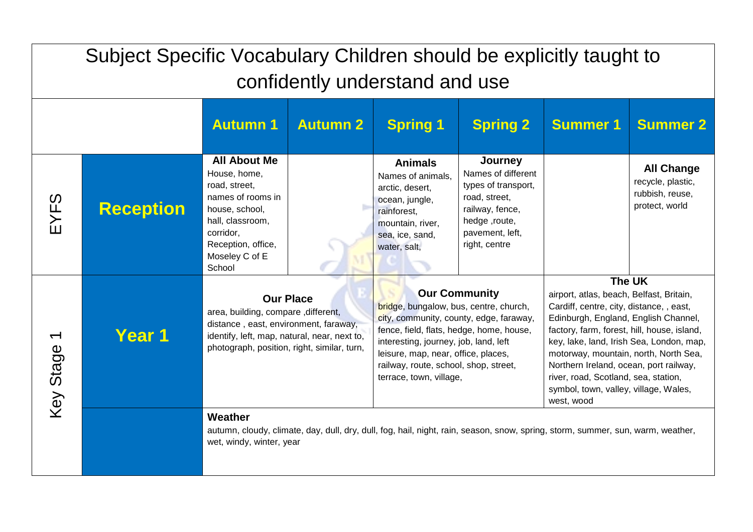# Subject Specific Vocabulary Children should be explicitly taught to confidently understand and use

| | | Autumn 1 | Autumn 2 | Spring 1 | Spring 2 | Summer 1 | Summer 2 |
|---|---|---|---|---|---|---|---|
| EYFS | **Reception** | **All About Me** House, home, road, street, names of rooms in house, school, hall, classroom, corridor, Reception, office, Moseley C of E School | | **Animals** Names of animals, arctic, desert, ocean, jungle, rainforest, mountain, river, sea, ice, sand, water, salt, | **Journey** Names of different types of transport, road, street, railway, fence, hedge ,route, pavement, left, right, centre | | **All Change** recycle, plastic, rubbish, reuse, protect, world |
| Key Stage 1 | **Year 1** | **Our Place** area, building, compare ,different, distance , east, environment, faraway, identify, left, map, natural, near, next to, photograph, position, right, similar, turn, | | **Our Community** bridge, bungalow, bus, centre, church, city, community, county, edge, faraway, fence, field, flats, hedge, home, house, interesting, journey, job, land, left leisure, map, near, office, places, railway, route, school, shop, street, terrace, town, village, | | **The UK** airport, atlas, beach, Belfast, Britain, Cardiff, centre, city, distance, , east, Edinburgh, England, English Channel, factory, farm, forest, hill, house, island, key, lake, land, Irish Sea, London, map, motorway, mountain, north, North Sea, Northern Ireland, ocean, port railway, river, road, Scotland, sea, station, symbol, town, valley, village, Wales, west, wood | |
| | | **Weather** autumn, cloudy, climate, day, dull, dry, dull, fog, hail, night, rain, season, snow, spring, storm, summer, sun, warm, weather, wet, windy, winter, year | | | | | |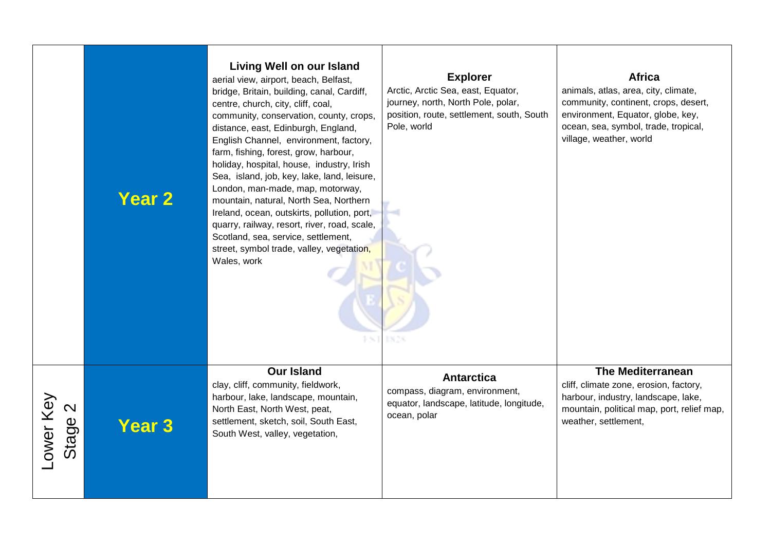| | | | | |
|---|---|---|---|---|
| | **Year 2** | **Living Well on our Island**<br>aerial view, airport, beach, Belfast, bridge, Britain, building, canal, Cardiff, centre, church, city, cliff, coal, community, conservation, county, crops, distance, east, Edinburgh, England, English Channel, environment, factory, farm, fishing, forest, grow, harbour, holiday, hospital, house, industry, Irish Sea, island, job, key, lake, land, leisure, London, man-made, map, motorway, mountain, natural, North Sea, Northern Ireland, ocean, outskirts, pollution, port, quarry, railway, resort, river, road, scale, Scotland, sea, service, settlement, street, symbol trade, valley, vegetation, Wales, work | **Explorer**<br>Arctic, Arctic Sea, east, Equator, journey, north, North Pole, polar, position, route, settlement, south, South Pole, world | **Africa**<br>animals, atlas, area, city, climate, community, continent, crops, desert, environment, Equator, globe, key, ocean, sea, symbol, trade, tropical, village, weather, world |
| Lower Key Stage 2 | **Year 3** | **Our Island**<br>clay, cliff, community, fieldwork, harbour, lake, landscape, mountain, North East, North West, peat, settlement, sketch, soil, South East, South West, valley, vegetation, | **Antarctica**<br>compass, diagram, environment, equator, landscape, latitude, longitude, ocean, polar | **The Mediterranean**<br>cliff, climate zone, erosion, factory, harbour, industry, landscape, lake, mountain, political map, port, relief map, weather, settlement, |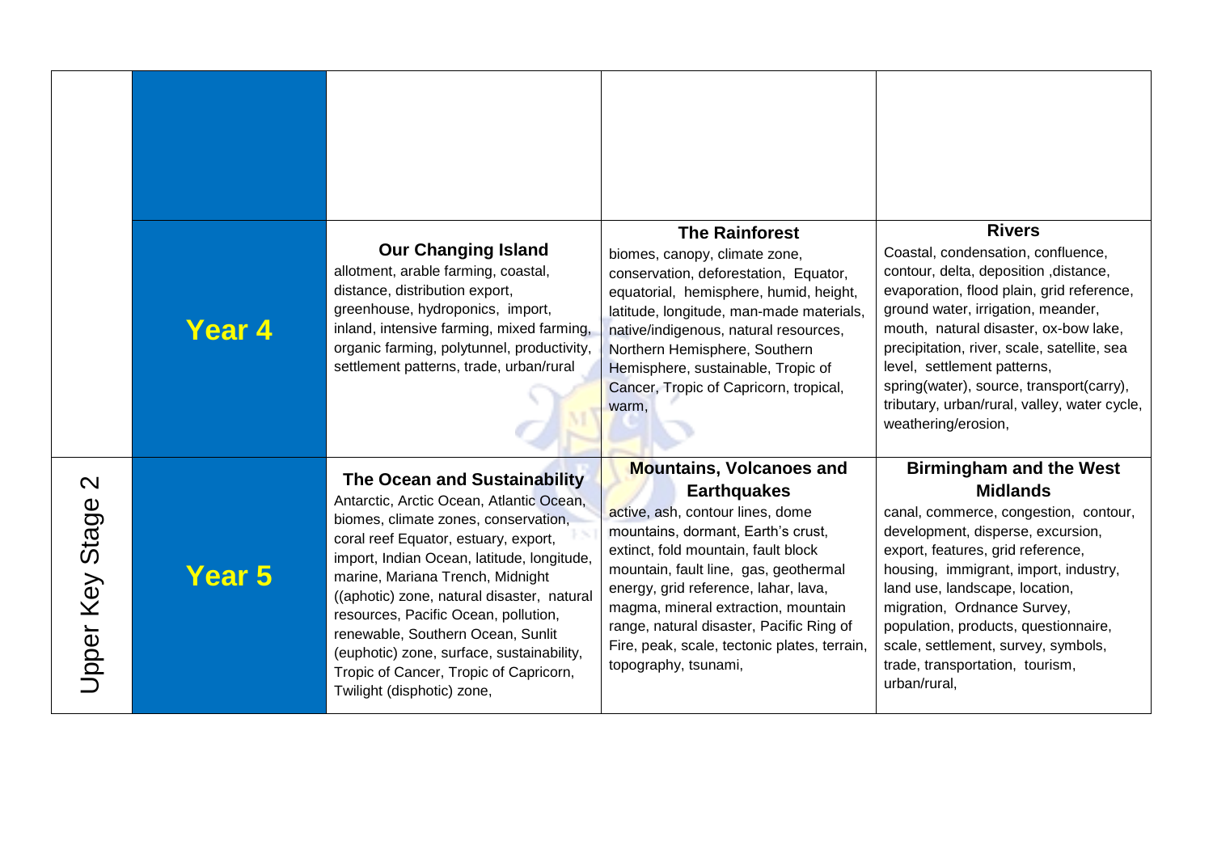| | | | | |
|---|---|---|---|---|
| | | | | |
| | **Year 4** | **Our Changing Island**<br>allotment, arable farming, coastal, distance, distribution export, greenhouse, hydroponics, import, inland, intensive farming, mixed farming, organic farming, polytunnel, productivity, settlement patterns, trade, urban/rural | **The Rainforest**<br>biomes, canopy, climate zone, conservation, deforestation, Equator, equatorial, hemisphere, humid, height, latitude, longitude, man-made materials, native/indigenous, natural resources, Northern Hemisphere, Southern Hemisphere, sustainable, Tropic of Cancer, Tropic of Capricorn, tropical, warm, | **Rivers**<br>Coastal, condensation, confluence, contour, delta, deposition ,distance, evaporation, flood plain, grid reference, ground water, irrigation, meander, mouth, natural disaster, ox-bow lake, precipitation, river, scale, satellite, sea level, settlement patterns, spring(water), source, transport(carry), tributary, urban/rural, valley, water cycle, weathering/erosion, |
| Upper Key Stage 2 | **Year 5** | **The Ocean and Sustainability**<br>Antarctic, Arctic Ocean, Atlantic Ocean, biomes, climate zones, conservation, coral reef Equator, estuary, export, import, Indian Ocean, latitude, longitude, marine, Mariana Trench, Midnight ((aphotic) zone, natural disaster, natural resources, Pacific Ocean, pollution, renewable, Southern Ocean, Sunlit (euphotic) zone, surface, sustainability, Tropic of Cancer, Tropic of Capricorn, Twilight (disphotic) zone, | **Mountains, Volcanoes and Earthquakes**<br>active, ash, contour lines, dome mountains, dormant, Earth's crust, extinct, fold mountain, fault block mountain, fault line, gas, geothermal energy, grid reference, lahar, lava, magma, mineral extraction, mountain range, natural disaster, Pacific Ring of Fire, peak, scale, tectonic plates, terrain, topography, tsunami, | **Birmingham and the West Midlands**<br>canal, commerce, congestion, contour, development, disperse, excursion, export, features, grid reference, housing, immigrant, import, industry, land use, landscape, location, migration, Ordnance Survey, population, products, questionnaire, scale, settlement, survey, symbols, trade, transportation, tourism, urban/rural, |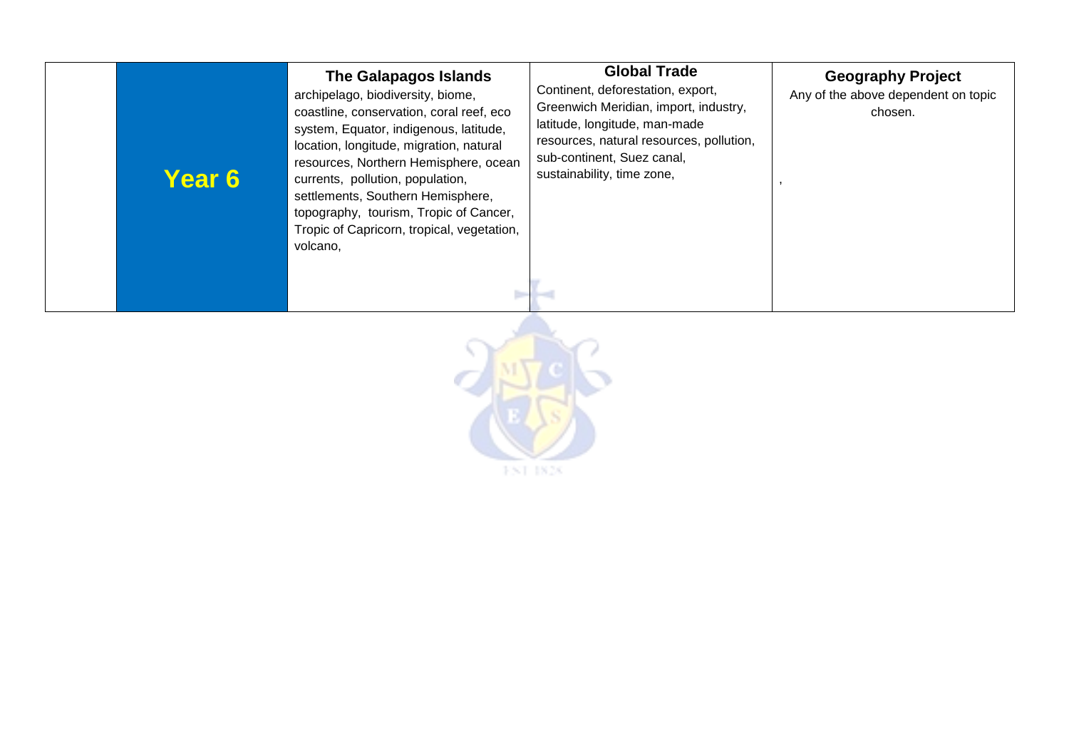| | | | | |
|---|---|---|---|---|
| | **Year 6** | **The Galapagos Islands**<br>archipelago, biodiversity, biome, coastline, conservation, coral reef, eco system, Equator, indigenous, latitude, location, longitude, migration, natural resources, Northern Hemisphere, ocean currents, pollution, population, settlements, Southern Hemisphere, topography, tourism, Tropic of Cancer, Tropic of Capricorn, tropical, vegetation, volcano, | **Global Trade**<br>Continent, deforestation, export, Greenwich Meridian, import, industry, latitude, longitude, man-made resources, natural resources, pollution, sub-continent, Suez canal, sustainability, time zone, | **Geography Project**<br>Any of the above dependent on topic chosen.<br>, |